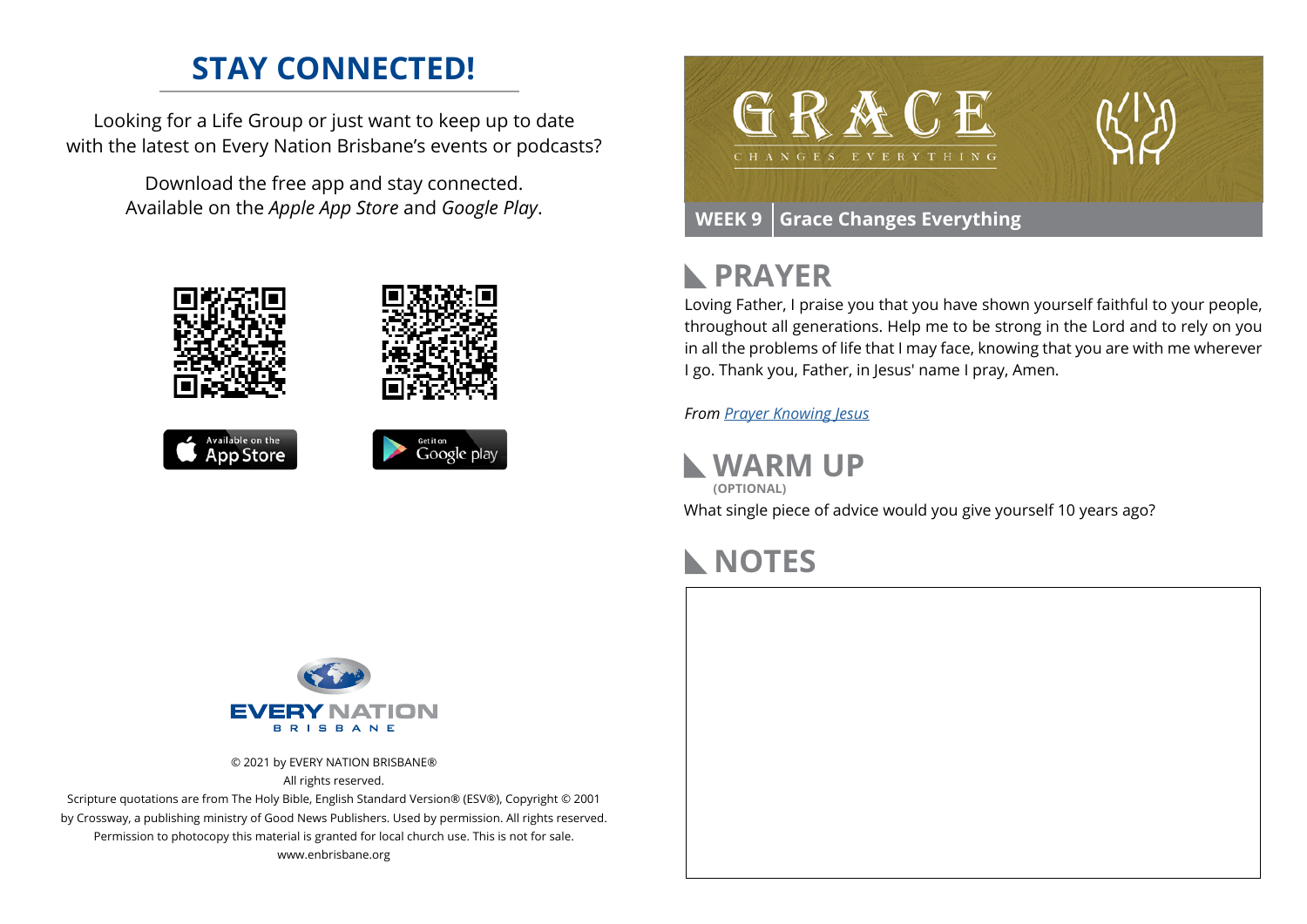# STAY CONNECTED!

Looking for a Life Group or just want to keep up to date with the latest on Every Nation Brisbane's events or podcasts?

Download the free app and stay connected. Available on the *Apple App Store* and *Google Play*.

Available on the App Store

Get it on Google play

EVERY NATION BRISBANE

© 2021 by EVERY NATION BRISBANE®
All rights reserved.
Scripture quotations are from The Holy Bible, English Standard Version® (ESV®), Copyright © 2001 by Crossway, a publishing ministry of Good News Publishers. Used by permission. All rights reserved.
Permission to photocopy this material is granted for local church use. This is not for sale.
www.enbrisbane.org

GRACE
CHANGES EVERYTHING

**WEEK 9** | **Grace Changes Everything**

## PRAYER

Loving Father, I praise you that you have shown yourself faithful to your people, throughout all generations. Help me to be strong in the Lord and to rely on you in all the problems of life that I may face, knowing that you are with me wherever I go. Thank you, Father, in Jesus' name I pray, Amen.

*From Prayer Knowing Jesus*

## WARM UP
**(OPTIONAL)**

What single piece of advice would you give yourself 10 years ago?

## NOTES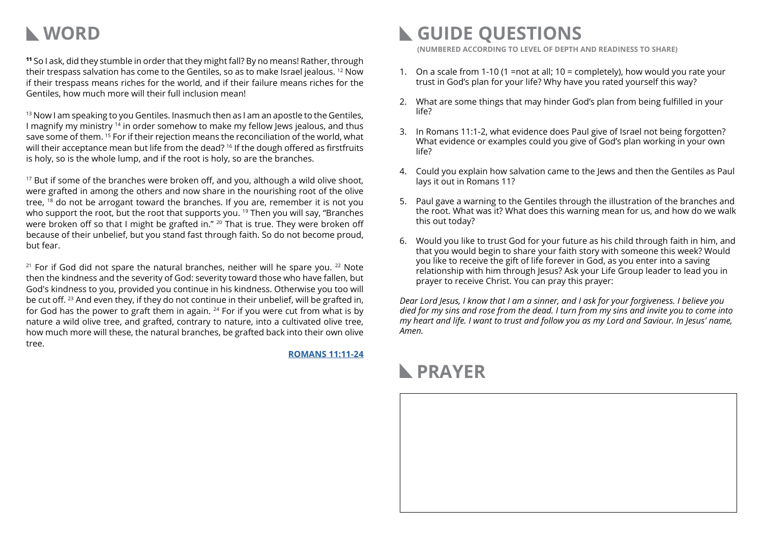## WORD

[11] So I ask, did they stumble in order that they might fall? By no means! Rather, through their trespass salvation has come to the Gentiles, so as to make Israel jealous. [12] Now if their trespass means riches for the world, and if their failure means riches for the Gentiles, how much more will their full inclusion mean!

[13] Now I am speaking to you Gentiles. Inasmuch then as I am an apostle to the Gentiles, I magnify my ministry [14] in order somehow to make my fellow Jews jealous, and thus save some of them. [15] For if their rejection means the reconciliation of the world, what will their acceptance mean but life from the dead? [16] If the dough offered as firstfruits is holy, so is the whole lump, and if the root is holy, so are the branches.

[17] But if some of the branches were broken off, and you, although a wild olive shoot, were grafted in among the others and now share in the nourishing root of the olive tree, [18] do not be arrogant toward the branches. If you are, remember it is not you who support the root, but the root that supports you. [19] Then you will say, "Branches were broken off so that I might be grafted in." [20] That is true. They were broken off because of their unbelief, but you stand fast through faith. So do not become proud, but fear.

[21] For if God did not spare the natural branches, neither will he spare you. [22] Note then the kindness and the severity of God: severity toward those who have fallen, but God's kindness to you, provided you continue in his kindness. Otherwise you too will be cut off. [23] And even they, if they do not continue in their unbelief, will be grafted in, for God has the power to graft them in again. [24] For if you were cut from what is by nature a wild olive tree, and grafted, contrary to nature, into a cultivated olive tree, how much more will these, the natural branches, be grafted back into their own olive tree.

**ROMANS 11:11-24**

## GUIDE QUESTIONS

**(NUMBERED ACCORDING TO LEVEL OF DEPTH AND READINESS TO SHARE)**

1. On a scale from 1-10 (1 =not at all; 10 = completely), how would you rate your trust in God's plan for your life? Why have you rated yourself this way?
2. What are some things that may hinder God's plan from being fulfilled in your life?
3. In Romans 11:1-2, what evidence does Paul give of Israel not being forgotten? What evidence or examples could you give of God's plan working in your own life?
4. Could you explain how salvation came to the Jews and then the Gentiles as Paul lays it out in Romans 11?
5. Paul gave a warning to the Gentiles through the illustration of the branches and the root. What was it? What does this warning mean for us, and how do we walk this out today?
6. Would you like to trust God for your future as his child through faith in him, and that you would begin to share your faith story with someone this week? Would you like to receive the gift of life forever in God, as you enter into a saving relationship with him through Jesus? Ask your Life Group leader to lead you in prayer to receive Christ. You can pray this prayer:

*Dear Lord Jesus, I know that I am a sinner, and I ask for your forgiveness. I believe you died for my sins and rose from the dead. I turn from my sins and invite you to come into my heart and life. I want to trust and follow you as my Lord and Saviour. In Jesus' name, Amen.*

## PRAYER